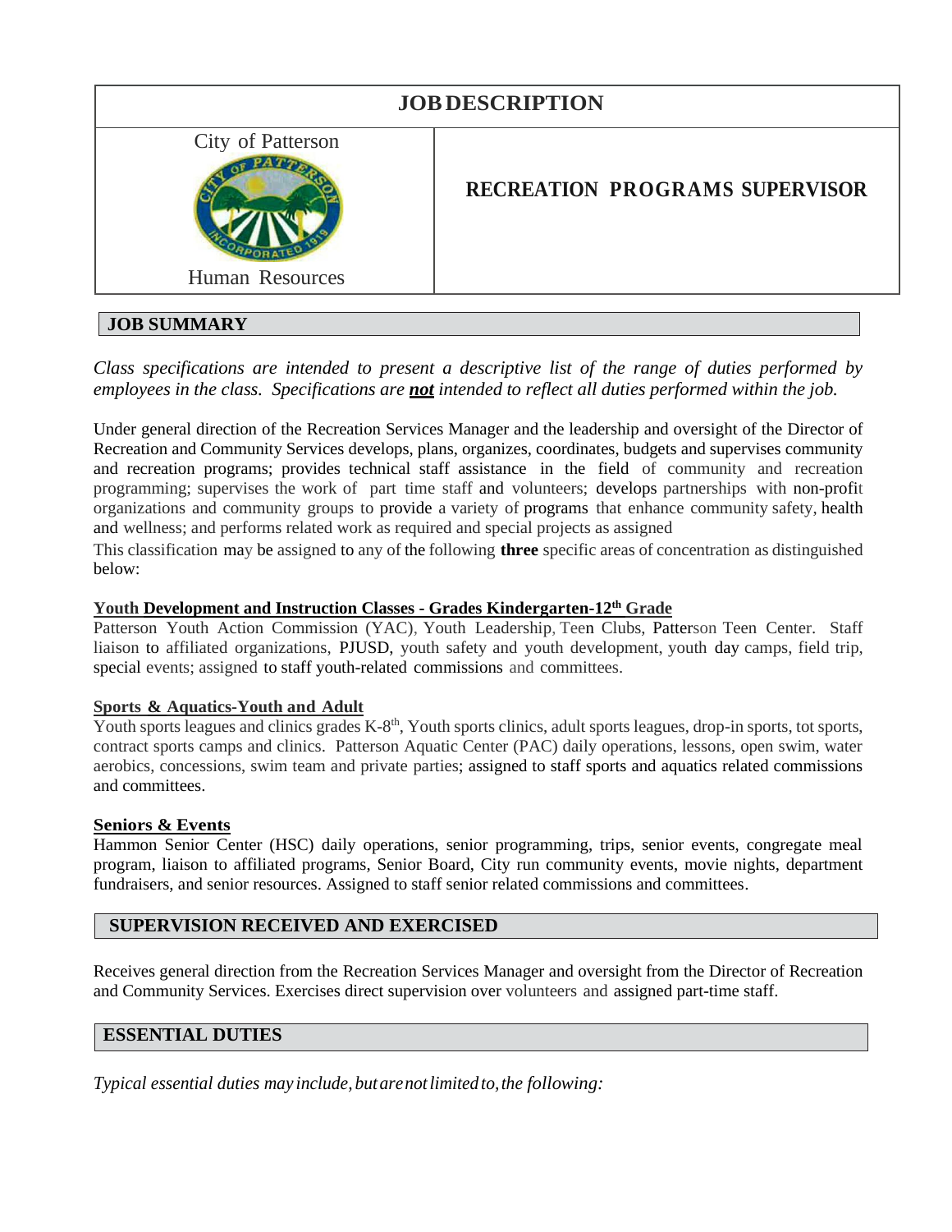# JOB DESCRIPTION

City of Patterson

Human Resources

## RECREATION PROGRAMS SUPERVISOR

## JOB SUMMARY

*Class specifications are intended to present a descriptive list of the range of duties performed by employees in the class. Specifications are **not** intended to reflect all duties performed within the job.*

Under general direction of the Recreation Services Manager and the leadership and oversight of the Director of Recreation and Community Services develops, plans, organizes, coordinates, budgets and supervises community and recreation programs; provides technical staff assistance in the field of community and recreation programming; supervises the work of part time staff and volunteers; develops partnerships with non-profit organizations and community groups to provide a variety of programs that enhance community safety, health and wellness; and performs related work as required and special projects as assigned

This classification may be assigned to any of the following **three** specific areas of concentration as distinguished below:

**Youth Development and Instruction Classes - Grades Kindergarten-12th Grade**

Patterson Youth Action Commission (YAC), Youth Leadership, Teen Clubs, Patterson Teen Center. Staff liaison to affiliated organizations, PJUSD, youth safety and youth development, youth day camps, field trip, special events; assigned to staff youth-related commissions and committees.

**Sports & Aquatics-Youth and Adult**

Youth sports leagues and clinics grades K-8th, Youth sports clinics, adult sports leagues, drop-in sports, tot sports, contract sports camps and clinics. Patterson Aquatic Center (PAC) daily operations, lessons, open swim, water aerobics, concessions, swim team and private parties; assigned to staff sports and aquatics related commissions and committees.

**Seniors & Events**

Hammon Senior Center (HSC) daily operations, senior programming, trips, senior events, congregate meal program, liaison to affiliated programs, Senior Board, City run community events, movie nights, department fundraisers, and senior resources. Assigned to staff senior related commissions and committees.

## SUPERVISION RECEIVED AND EXERCISED

Receives general direction from the Recreation Services Manager and oversight from the Director of Recreation and Community Services. Exercises direct supervision over volunteers and assigned part-time staff.

## ESSENTIAL DUTIES

*Typical essential duties may include, but are not limited to, the following:*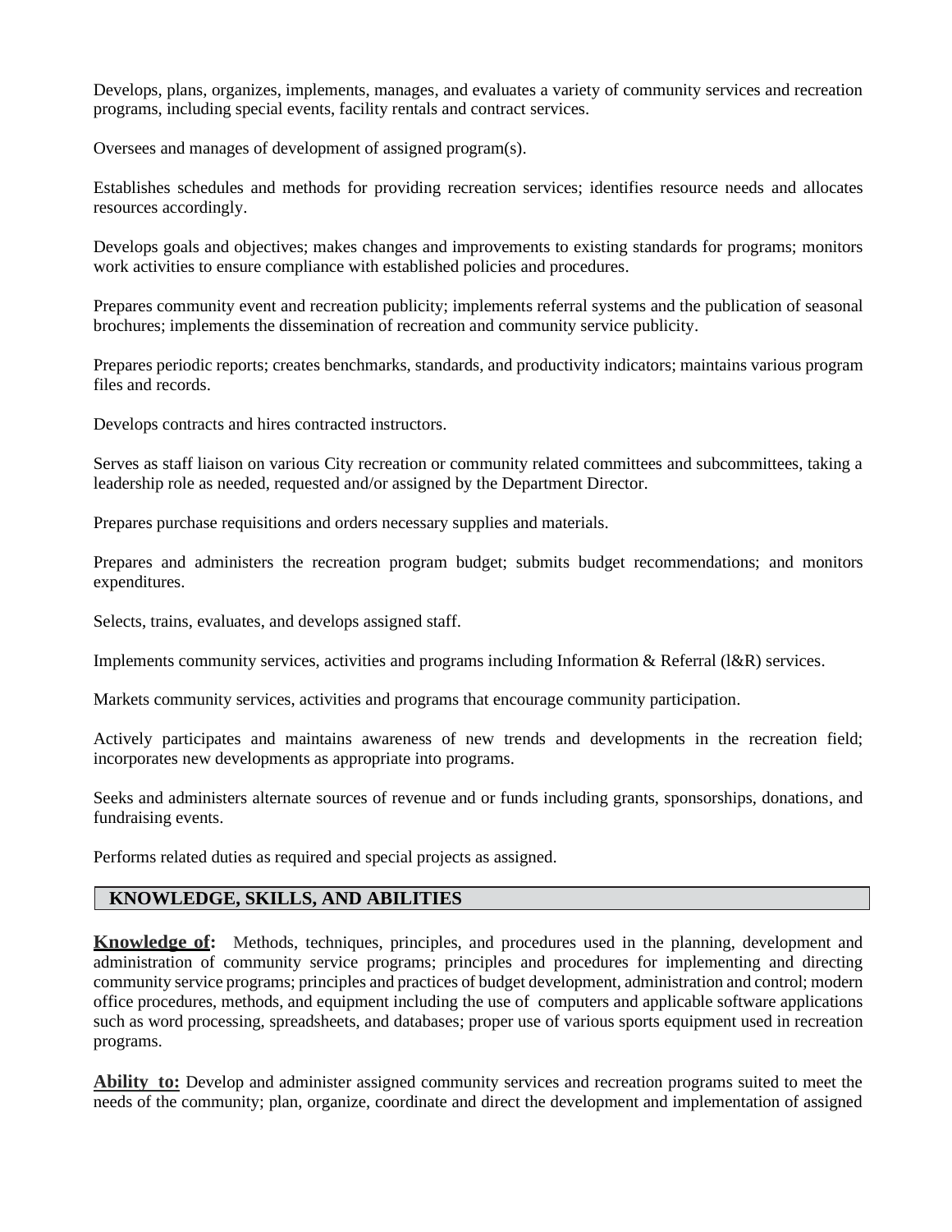Develops, plans, organizes, implements, manages, and evaluates a variety of community services and recreation programs, including special events, facility rentals and contract services.

Oversees and manages of development of assigned program(s).

Establishes schedules and methods for providing recreation services; identifies resource needs and allocates resources accordingly.

Develops goals and objectives; makes changes and improvements to existing standards for programs; monitors work activities to ensure compliance with established policies and procedures.

Prepares community event and recreation publicity; implements referral systems and the publication of seasonal brochures; implements the dissemination of recreation and community service publicity.

Prepares periodic reports; creates benchmarks, standards, and productivity indicators; maintains various program files and records.

Develops contracts and hires contracted instructors.

Serves as staff liaison on various City recreation or community related committees and subcommittees, taking a leadership role as needed, requested and/or assigned by the Department Director.

Prepares purchase requisitions and orders necessary supplies and materials.

Prepares and administers the recreation program budget; submits budget recommendations; and monitors expenditures.

Selects, trains, evaluates, and develops assigned staff.

Implements community services, activities and programs including Information & Referral (l&R) services.

Markets community services, activities and programs that encourage community participation.

Actively participates and maintains awareness of new trends and developments in the recreation field; incorporates new developments as appropriate into programs.

Seeks and administers alternate sources of revenue and or funds including grants, sponsorships, donations, and fundraising events.

Performs related duties as required and special projects as assigned.

## KNOWLEDGE, SKILLS, AND ABILITIES

**Knowledge of:** Methods, techniques, principles, and procedures used in the planning, development and administration of community service programs; principles and procedures for implementing and directing community service programs; principles and practices of budget development, administration and control; modern office procedures, methods, and equipment including the use of computers and applicable software applications such as word processing, spreadsheets, and databases; proper use of various sports equipment used in recreation programs.

**Ability to:** Develop and administer assigned community services and recreation programs suited to meet the needs of the community; plan, organize, coordinate and direct the development and implementation of assigned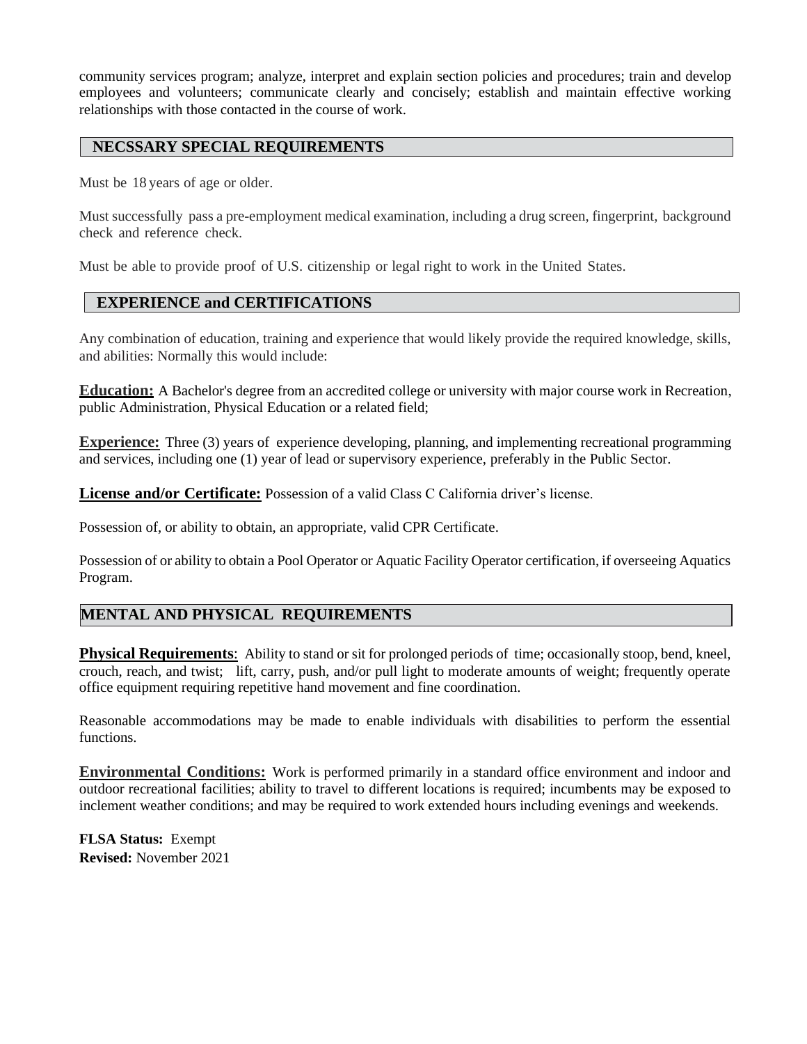community services program; analyze, interpret and explain section policies and procedures; train and develop employees and volunteers; communicate clearly and concisely; establish and maintain effective working relationships with those contacted in the course of work.

## NECSSARY SPECIAL REQUIREMENTS

Must be 18 years of age or older.

Must successfully pass a pre-employment medical examination, including a drug screen, fingerprint, background check and reference check.

Must be able to provide proof of U.S. citizenship or legal right to work in the United States.

## EXPERIENCE and CERTIFICATIONS

Any combination of education, training and experience that would likely provide the required knowledge, skills, and abilities: Normally this would include:

**Education:** A Bachelor's degree from an accredited college or university with major course work in Recreation, public Administration, Physical Education or a related field;

**Experience:** Three (3) years of experience developing, planning, and implementing recreational programming and services, including one (1) year of lead or supervisory experience, preferably in the Public Sector.

**License and/or Certificate:** Possession of a valid Class C California driver's license.

Possession of, or ability to obtain, an appropriate, valid CPR Certificate.

Possession of or ability to obtain a Pool Operator or Aquatic Facility Operator certification, if overseeing Aquatics Program.

## MENTAL AND PHYSICAL REQUIREMENTS

**Physical Requirements**: Ability to stand or sit for prolonged periods of time; occasionally stoop, bend, kneel, crouch, reach, and twist; lift, carry, push, and/or pull light to moderate amounts of weight; frequently operate office equipment requiring repetitive hand movement and fine coordination.

Reasonable accommodations may be made to enable individuals with disabilities to perform the essential functions.

**Environmental Conditions:** Work is performed primarily in a standard office environment and indoor and outdoor recreational facilities; ability to travel to different locations is required; incumbents may be exposed to inclement weather conditions; and may be required to work extended hours including evenings and weekends.

**FLSA Status:** Exempt
**Revised:** November 2021